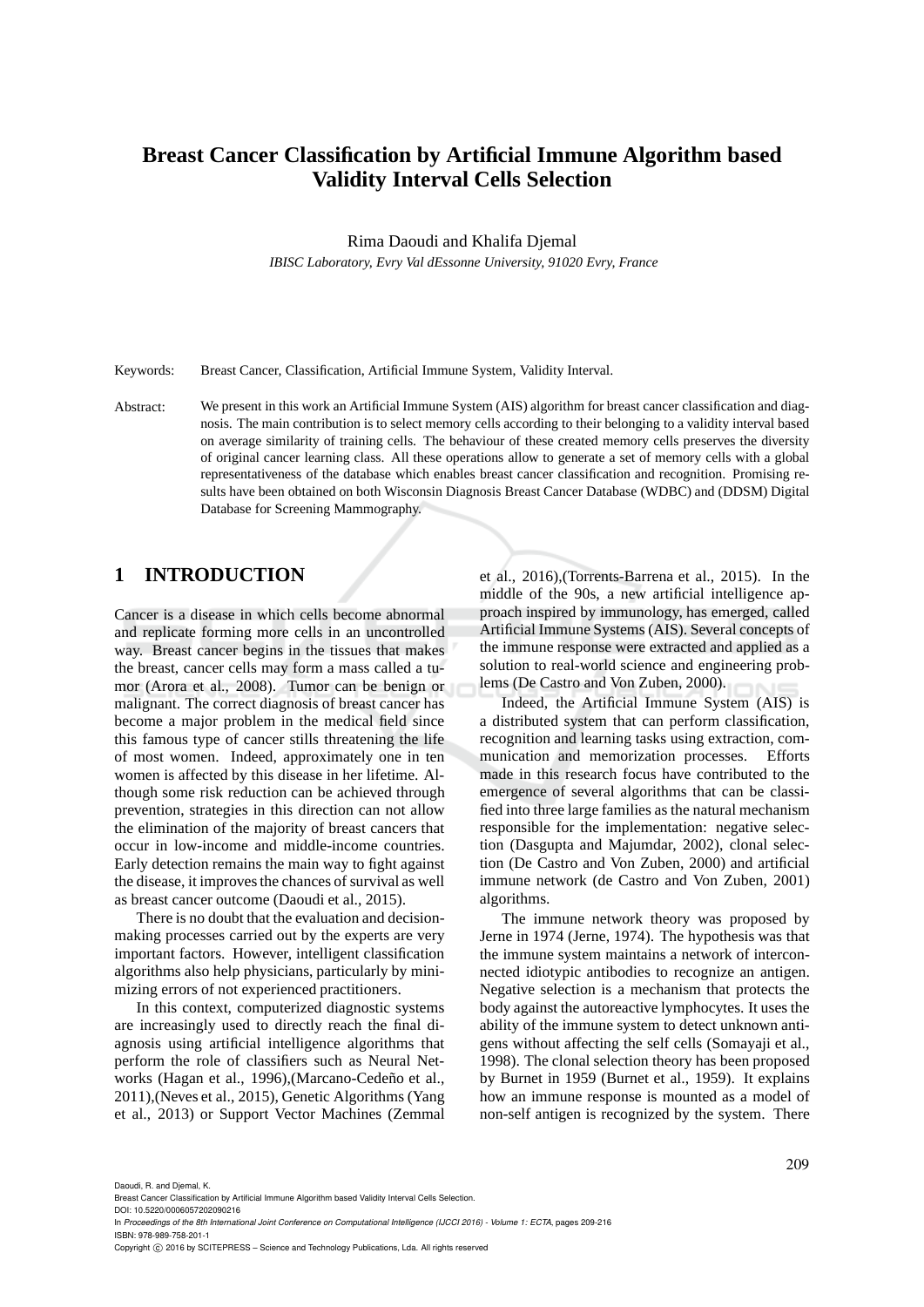# Breast Cancer Classification by Artificial Immune Algorithm based Validity Interval Cells Selection

Rima Daoudi and Khalifa Djemal

*IBISC Laboratory, Evry Val dEssonne University, 91020 Evry, France*

Keywords: Breast Cancer, Classification, Artificial Immune System, Validity Interval.

Abstract: We present in this work an Artificial Immune System (AIS) algorithm for breast cancer classification and diagnosis. The main contribution is to select memory cells according to their belonging to a validity interval based on average similarity of training cells. The behaviour of these created memory cells preserves the diversity of original cancer learning class. All these operations allow to generate a set of memory cells with a global representativeness of the database which enables breast cancer classification and recognition. Promising results have been obtained on both Wisconsin Diagnosis Breast Cancer Database (WDBC) and (DDSM) Digital Database for Screening Mammography.

## 1 INTRODUCTION

Cancer is a disease in which cells become abnormal and replicate forming more cells in an uncontrolled way. Breast cancer begins in the tissues that makes the breast, cancer cells may form a mass called a tumor (Arora et al., 2008). Tumor can be benign or malignant. The correct diagnosis of breast cancer has become a major problem in the medical field since this famous type of cancer stills threatening the life of most women. Indeed, approximately one in ten women is affected by this disease in her lifetime. Although some risk reduction can be achieved through prevention, strategies in this direction can not allow the elimination of the majority of breast cancers that occur in low-income and middle-income countries. Early detection remains the main way to fight against the disease, it improves the chances of survival as well as breast cancer outcome (Daoudi et al., 2015).

There is no doubt that the evaluation and decision-making processes carried out by the experts are very important factors. However, intelligent classification algorithms also help physicians, particularly by minimizing errors of not experienced practitioners.

In this context, computerized diagnostic systems are increasingly used to directly reach the final diagnosis using artificial intelligence algorithms that perform the role of classifiers such as Neural Networks (Hagan et al., 1996),(Marcano-Cedeño et al., 2011),(Neves et al., 2015), Genetic Algorithms (Yang et al., 2013) or Support Vector Machines (Zemmal et al., 2016),(Torrents-Barrena et al., 2015). In the middle of the 90s, a new artificial intelligence approach inspired by immunology, has emerged, called Artificial Immune Systems (AIS). Several concepts of the immune response were extracted and applied as a solution to real-world science and engineering problems (De Castro and Von Zuben, 2000).

Indeed, the Artificial Immune System (AIS) is a distributed system that can perform classification, recognition and learning tasks using extraction, communication and memorization processes. Efforts made in this research focus have contributed to the emergence of several algorithms that can be classified into three large families as the natural mechanism responsible for the implementation: negative selection (Dasgupta and Majumdar, 2002), clonal selection (De Castro and Von Zuben, 2000) and artificial immune network (de Castro and Von Zuben, 2001) algorithms.

The immune network theory was proposed by Jerne in 1974 (Jerne, 1974). The hypothesis was that the immune system maintains a network of interconnected idiotypic antibodies to recognize an antigen. Negative selection is a mechanism that protects the body against the autoreactive lymphocytes. It uses the ability of the immune system to detect unknown antigens without affecting the self cells (Somayaji et al., 1998). The clonal selection theory has been proposed by Burnet in 1959 (Burnet et al., 1959). It explains how an immune response is mounted as a model of non-self antigen is recognized by the system. There

Daoudi, R. and Djemal, K.
Breast Cancer Classification by Artificial Immune Algorithm based Validity Interval Cells Selection.
DOI: 10.5220/0006057202090216
In *Proceedings of the 8th International Joint Conference on Computational Intelligence (IJCCI 2016) - Volume 1: ECTA*, pages 209-216
ISBN: 978-989-758-201-1
Copyright © 2016 by SCITEPRESS – Science and Technology Publications, Lda. All rights reserved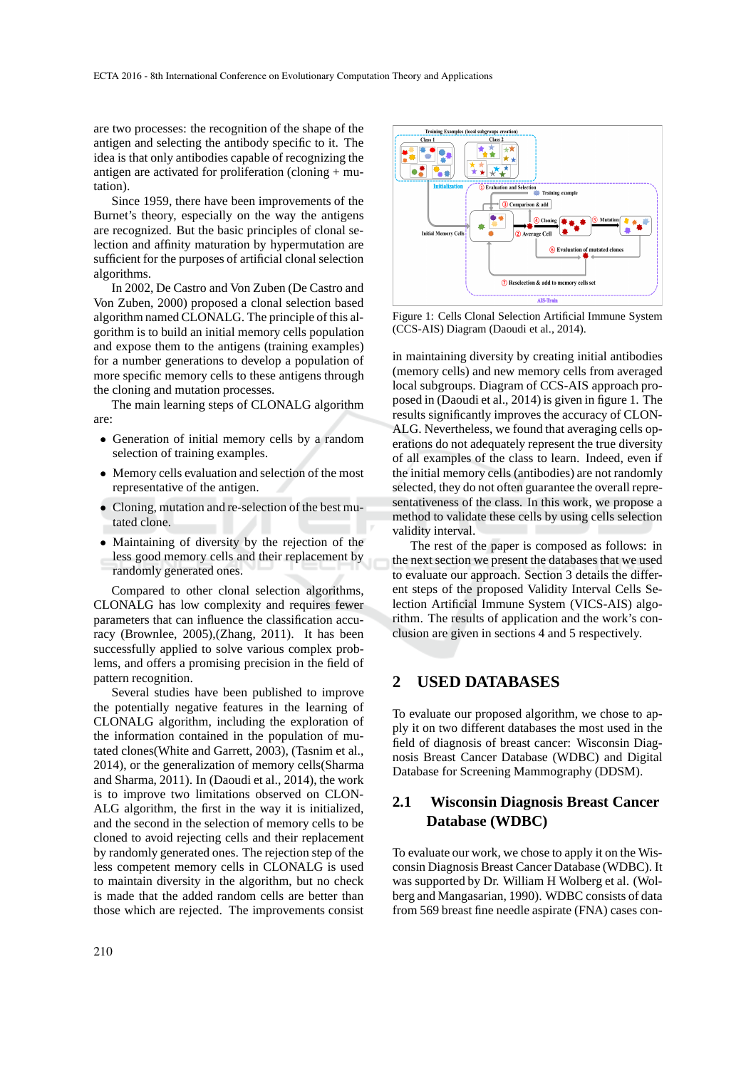are two processes: the recognition of the shape of the antigen and selecting the antibody specific to it. The idea is that only antibodies capable of recognizing the antigen are activated for proliferation (cloning + mutation).

Since 1959, there have been improvements of the Burnet's theory, especially on the way the antigens are recognized. But the basic principles of clonal selection and affinity maturation by hypermutation are sufficient for the purposes of artificial clonal selection algorithms.

In 2002, De Castro and Von Zuben (De Castro and Von Zuben, 2000) proposed a clonal selection based algorithm named CLONALG. The principle of this algorithm is to build an initial memory cells population and expose them to the antigens (training examples) for a number generations to develop a population of more specific memory cells to these antigens through the cloning and mutation processes.

The main learning steps of CLONALG algorithm are:

- Generation of initial memory cells by a random selection of training examples.
- Memory cells evaluation and selection of the most representative of the antigen.
- Cloning, mutation and re-selection of the best mutated clone.
- Maintaining of diversity by the rejection of the less good memory cells and their replacement by randomly generated ones.

Compared to other clonal selection algorithms, CLONALG has low complexity and requires fewer parameters that can influence the classification accuracy (Brownlee, 2005),(Zhang, 2011). It has been successfully applied to solve various complex problems, and offers a promising precision in the field of pattern recognition.

Several studies have been published to improve the potentially negative features in the learning of CLONALG algorithm, including the exploration of the information contained in the population of mutated clones(White and Garrett, 2003), (Tasnim et al., 2014), or the generalization of memory cells(Sharma and Sharma, 2011). In (Daoudi et al., 2014), the work is to improve two limitations observed on CLONALG algorithm, the first in the way it is initialized, and the second in the selection of memory cells to be cloned to avoid rejecting cells and their replacement by randomly generated ones. The rejection step of the less competent memory cells in CLONALG is used to maintain diversity in the algorithm, but no check is made that the added random cells are better than those which are rejected. The improvements consist in maintaining diversity by creating initial antibodies (memory cells) and new memory cells from averaged local subgroups. Diagram of CCS-AIS approach proposed in (Daoudi et al., 2014) is given in figure 1. The results significantly improves the accuracy of CLONALG. Nevertheless, we found that averaging cells operations do not adequately represent the true diversity of all examples of the class to learn. Indeed, even if the initial memory cells (antibodies) are not randomly selected, they do not often guarantee the overall representativeness of the class. In this work, we propose a method to validate these cells by using cells selection validity interval.

Training Examples (local subgroups creation)
Class 1
Class 2
Initialization
Initial Memory Cells
① Evaluation and Selection
Training example
③ Comparison & add
④ Cloning
② Average Cell
⑤ Mutation
⑥ Evaluation of mutated clones
⑦ Reselection & add to memory cells set
AIS-Train

Figure 1: Cells Clonal Selection Artificial Immune System (CCS-AIS) Diagram (Daoudi et al., 2014).

The rest of the paper is composed as follows: in the next section we present the databases that we used to evaluate our approach. Section 3 details the different steps of the proposed Validity Interval Cells Selection Artificial Immune System (VICS-AIS) algorithm. The results of application and the work's conclusion are given in sections 4 and 5 respectively.

## 2 USED DATABASES

To evaluate our proposed algorithm, we chose to apply it on two different databases the most used in the field of diagnosis of breast cancer: Wisconsin Diagnosis Breast Cancer Database (WDBC) and Digital Database for Screening Mammography (DDSM).

### 2.1 Wisconsin Diagnosis Breast Cancer Database (WDBC)

To evaluate our work, we chose to apply it on the Wisconsin Diagnosis Breast Cancer Database (WDBC). It was supported by Dr. William H Wolberg et al. (Wolberg and Mangasarian, 1990). WDBC consists of data from 569 breast fine needle aspirate (FNA) cases con-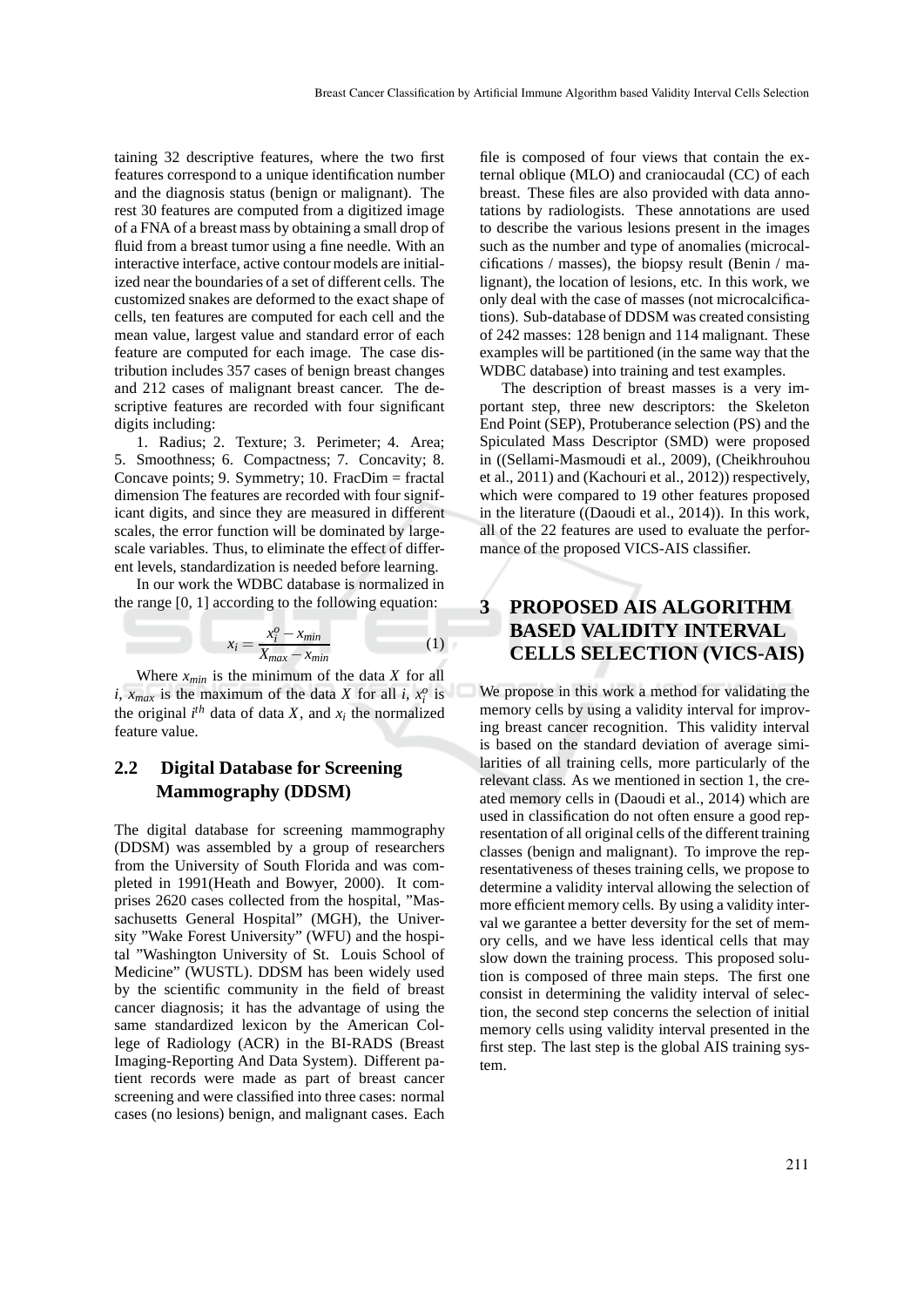taining 32 descriptive features, where the two first features correspond to a unique identification number and the diagnosis status (benign or malignant). The rest 30 features are computed from a digitized image of a FNA of a breast mass by obtaining a small drop of fluid from a breast tumor using a fine needle. With an interactive interface, active contour models are initialized near the boundaries of a set of different cells. The customized snakes are deformed to the exact shape of cells, ten features are computed for each cell and the mean value, largest value and standard error of each feature are computed for each image. The case distribution includes 357 cases of benign breast changes and 212 cases of malignant breast cancer. The descriptive features are recorded with four significant digits including:

1. Radius; 2. Texture; 3. Perimeter; 4. Area; 5. Smoothness; 6. Compactness; 7. Concavity; 8. Concave points; 9. Symmetry; 10. FracDim = fractal dimension The features are recorded with four significant digits, and since they are measured in different scales, the error function will be dominated by large-scale variables. Thus, to eliminate the effect of different levels, standardization is needed before learning.

In our work the WDBC database is normalized in the range [0, 1] according to the following equation:

$$x_i = \frac{x_i^o - x_{min}}{X_{max} - x_{min}} \qquad (1)$$

Where $x_{min}$ is the minimum of the data $X$ for all $i$, $x_{max}$ is the maximum of the data $X$ for all $i$, $x_i^o$ is the original $i^{th}$ data of data $X$, and $x_i$ the normalized feature value.

### 2.2 Digital Database for Screening Mammography (DDSM)

The digital database for screening mammography (DDSM) was assembled by a group of researchers from the University of South Florida and was completed in 1991(Heath and Bowyer, 2000). It comprises 2620 cases collected from the hospital, "Massachusetts General Hospital" (MGH), the University "Wake Forest University" (WFU) and the hospital "Washington University of St. Louis School of Medicine" (WUSTL). DDSM has been widely used by the scientific community in the field of breast cancer diagnosis; it has the advantage of using the same standardized lexicon by the American College of Radiology (ACR) in the BI-RADS (Breast Imaging-Reporting And Data System). Different patient records were made as part of breast cancer screening and were classified into three cases: normal cases (no lesions) benign, and malignant cases. Each file is composed of four views that contain the external oblique (MLO) and craniocaudal (CC) of each breast. These files are also provided with data annotations by radiologists. These annotations are used to describe the various lesions present in the images such as the number and type of anomalies (microcalcifications / masses), the biopsy result (Benin / malignant), the location of lesions, etc. In this work, we only deal with the case of masses (not microcalcifications). Sub-database of DDSM was created consisting of 242 masses: 128 benign and 114 malignant. These examples will be partitioned (in the same way that the WDBC database) into training and test examples.

The description of breast masses is a very important step, three new descriptors: the Skeleton End Point (SEP), Protuberance selection (PS) and the Spiculated Mass Descriptor (SMD) were proposed in ((Sellami-Masmoudi et al., 2009), (Cheikhrouhou et al., 2011) and (Kachouri et al., 2012)) respectively, which were compared to 19 other features proposed in the literature ((Daoudi et al., 2014)). In this work, all of the 22 features are used to evaluate the performance of the proposed VICS-AIS classifier.

## 3 PROPOSED AIS ALGORITHM BASED VALIDITY INTERVAL CELLS SELECTION (VICS-AIS)

We propose in this work a method for validating the memory cells by using a validity interval for improving breast cancer recognition. This validity interval is based on the standard deviation of average similarities of all training cells, more particularly of the relevant class. As we mentioned in section 1, the created memory cells in (Daoudi et al., 2014) which are used in classification do not often ensure a good representation of all original cells of the different training classes (benign and malignant). To improve the representativeness of theses training cells, we propose to determine a validity interval allowing the selection of more efficient memory cells. By using a validity interval we garantee a better deversity for the set of memory cells, and we have less identical cells that may slow down the training process. This proposed solution is composed of three main steps. The first one consist in determining the validity interval of selection, the second step concerns the selection of initial memory cells using validity interval presented in the first step. The last step is the global AIS training system.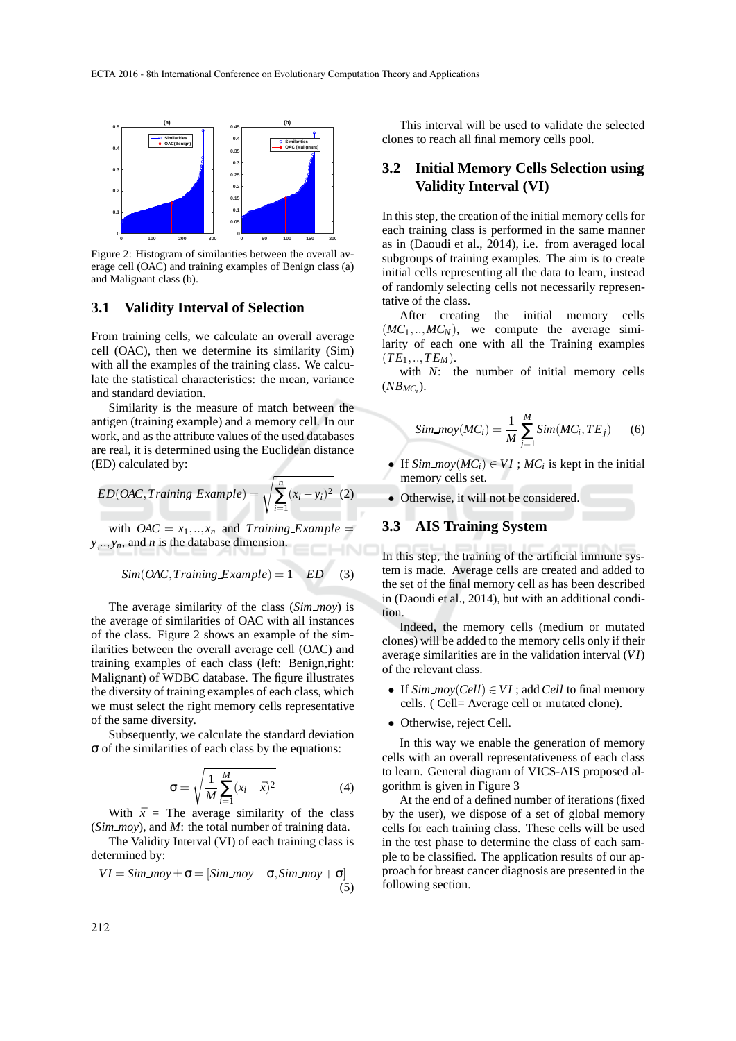(a)

Similarities
OAC(Benign)

0.5
0.4
0.3
0.2
0.1
0
0 100 200 300

(b)

Similarities
OAC (Malignant)

0.45
0.4
0.35
0.3
0.25
0.2
0.15
0.1
0.05
0
0 50 100 150 200

Figure 2: Histogram of similarities between the overall average cell (OAC) and training examples of Benign class (a) and Malignant class (b).

### 3.1 Validity Interval of Selection

From training cells, we calculate an overall average cell (OAC), then we determine its similarity (Sim) with all the examples of the training class. We calculate the statistical characteristics: the mean, variance and standard deviation.

Similarity is the measure of match between the antigen (training example) and a memory cell. In our work, and as the attribute values of the used databases are real, it is determined using the Euclidean distance (ED) calculated by:

$$ED(OAC, Training\_Example) = \sqrt{\sum_{i=1}^{n}(x_i - y_i)^2} \quad (2)$$

with $OAC = x_1, .., x_n$ and $Training\_Example = y, .., y_n$, and $n$ is the database dimension.

$$Sim(OAC, Training\_Example) = 1 - ED \quad (3)$$

The average similarity of the class (*Sim_moy*) is the average of similarities of OAC with all instances of the class. Figure 2 shows an example of the similarities between the overall average cell (OAC) and training examples of each class (left: Benign,right: Malignant) of WDBC database. The figure illustrates the diversity of training examples of each class, which we must select the right memory cells representative of the same diversity.

Subsequently, we calculate the standard deviation $\sigma$ of the similarities of each class by the equations:

$$\sigma = \sqrt{\frac{1}{M}\sum_{i=1}^{M}(x_i - \bar{x})^2} \quad (4)$$

With $\bar{x}$ = The average similarity of the class (*Sim_moy*), and $M$: the total number of training data.

The Validity Interval (VI) of each training class is determined by:

$$VI = Sim\_moy \pm \sigma = [Sim\_moy - \sigma, Sim\_moy + \sigma] \quad (5)$$

This interval will be used to validate the selected clones to reach all final memory cells pool.

### 3.2 Initial Memory Cells Selection using Validity Interval (VI)

In this step, the creation of the initial memory cells for each training class is performed in the same manner as in (Daoudi et al., 2014), i.e. from averaged local subgroups of training examples. The aim is to create initial cells representing all the data to learn, instead of randomly selecting cells not necessarily representative of the class.

After creating the initial memory cells $(MC_1, .., MC_N)$, we compute the average similarity of each one with all the Training examples $(TE_1, .., TE_M)$.

with $N$: the number of initial memory cells $(NB_{MC_i})$.

$$Sim\_moy(MC_i) = \frac{1}{M}\sum_{j=1}^{M} Sim(MC_i, TE_j) \quad (6)$$

- If $Sim\_moy(MC_i) \in VI$ ; $MC_i$ is kept in the initial memory cells set.
- Otherwise, it will not be considered.

### 3.3 AIS Training System

In this step, the training of the artificial immune system is made. Average cells are created and added to the set of the final memory cell as has been described in (Daoudi et al., 2014), but with an additional condition.

Indeed, the memory cells (medium or mutated clones) will be added to the memory cells only if their average similarities are in the validation interval ($VI$) of the relevant class.

- If $Sim\_moy(Cell) \in VI$ ; add *Cell* to final memory cells. ( Cell= Average cell or mutated clone).
- Otherwise, reject Cell.

In this way we enable the generation of memory cells with an overall representativeness of each class to learn. General diagram of VICS-AIS proposed algorithm is given in Figure 3

At the end of a defined number of iterations (fixed by the user), we dispose of a set of global memory cells for each training class. These cells will be used in the test phase to determine the class of each sample to be classified. The application results of our approach for breast cancer diagnosis are presented in the following section.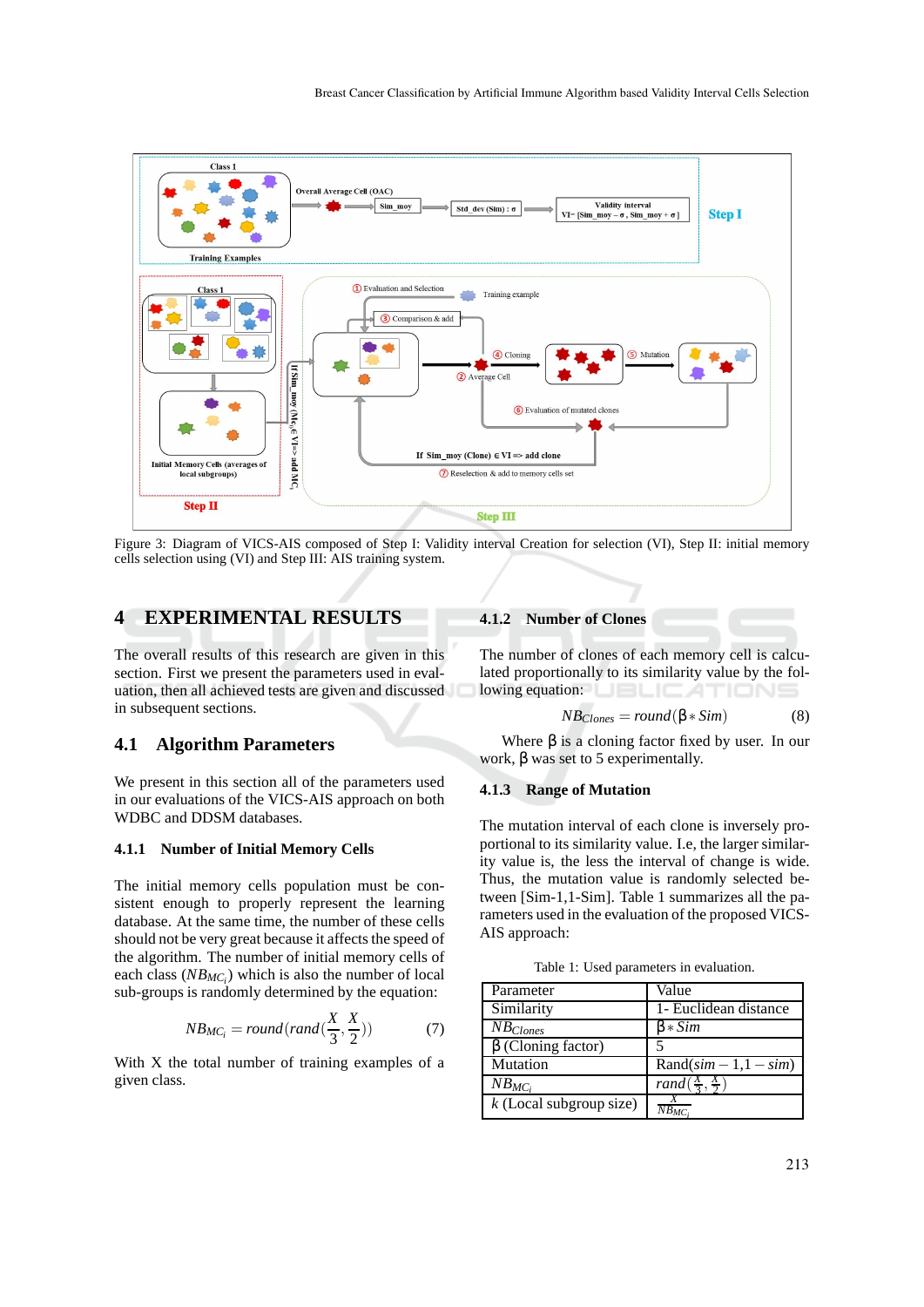Class 1

Training Examples

Overall Average Cell (OAC)

Sim_moy

Std_dev (Sim) : σ

Validity interval
VI= [Sim_moy – σ , Sim_moy + σ ]

Step I

Class 1

Initial Memory Cells (averages of local subgroups)

Step II

If Sim_moy (MC$_i$) ∈ VI => add MC$_i$

① Evaluation and Selection

Training example

③ Comparison & add

④ Cloning

⑤ Mutation

② Average Cell

⑥ Evaluation of mutated clones

If Sim_moy (Clone) ∈ VI => add clone

⑦ Reselection & add to memory cells set

Step III

Figure 3: Diagram of VICS-AIS composed of Step I: Validity interval Creation for selection (VI), Step II: initial memory cells selection using (VI) and Step III: AIS training system.

# 4 EXPERIMENTAL RESULTS

The overall results of this research are given in this section. First we present the parameters used in evaluation, then all achieved tests are given and discussed in subsequent sections.

## 4.1 Algorithm Parameters

We present in this section all of the parameters used in our evaluations of the VICS-AIS approach on both WDBC and DDSM databases.

### 4.1.1 Number of Initial Memory Cells

The initial memory cells population must be consistent enough to properly represent the learning database. At the same time, the number of these cells should not be very great because it affects the speed of the algorithm. The number of initial memory cells of each class ($NB_{MC_i}$) which is also the number of local sub-groups is randomly determined by the equation:

$$NB_{MC_i} = round(rand(\frac{X}{3}, \frac{X}{2})) \tag{7}$$

With X the total number of training examples of a given class.

### 4.1.2 Number of Clones

The number of clones of each memory cell is calculated proportionally to its similarity value by the following equation:

$$NB_{Clones} = round(\beta * Sim) \tag{8}$$

Where β is a cloning factor fixed by user. In our work, β was set to 5 experimentally.

### 4.1.3 Range of Mutation

The mutation interval of each clone is inversely proportional to its similarity value. I.e, the larger similarity value is, the less the interval of change is wide. Thus, the mutation value is randomly selected between [Sim-1,1-Sim]. Table 1 summarizes all the parameters used in the evaluation of the proposed VICS-AIS approach:

Table 1: Used parameters in evaluation.

| Parameter | Value |
|---|---|
| Similarity | 1- Euclidean distance |
| $NB_{Clones}$ | $\beta * Sim$ |
| β (Cloning factor) | 5 |
| Mutation | Rand($sim-1, 1-sim$) |
| $NB_{MC_i}$ | $rand(\frac{X}{3}, \frac{X}{2})$ |
| $k$ (Local subgroup size) | $\frac{X}{NB_{MC_i}}$ |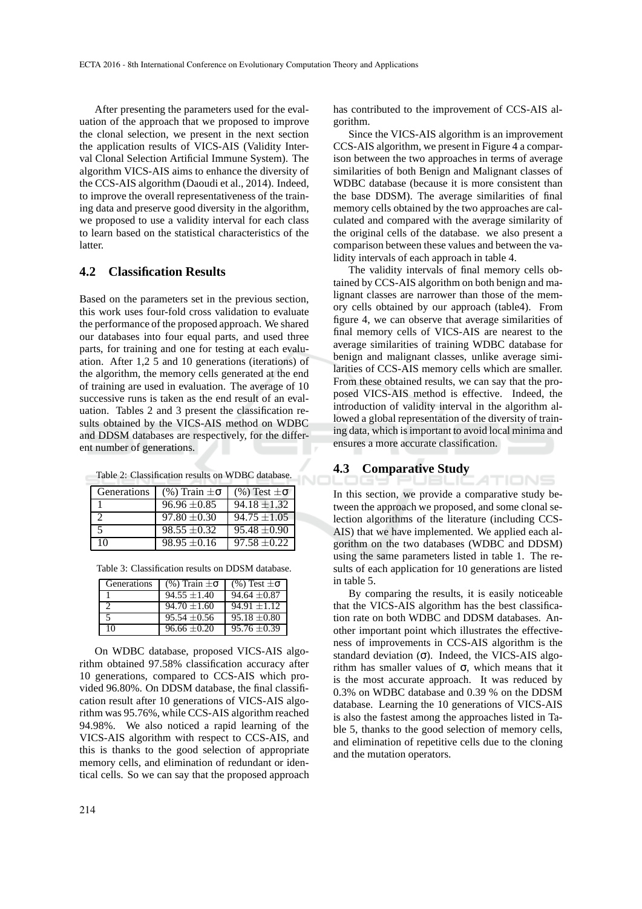After presenting the parameters used for the evaluation of the approach that we proposed to improve the clonal selection, we present in the next section the application results of VICS-AIS (Validity Interval Clonal Selection Artificial Immune System). The algorithm VICS-AIS aims to enhance the diversity of the CCS-AIS algorithm (Daoudi et al., 2014). Indeed, to improve the overall representativeness of the training data and preserve good diversity in the algorithm, we proposed to use a validity interval for each class to learn based on the statistical characteristics of the latter.

## 4.2 Classification Results

Based on the parameters set in the previous section, this work uses four-fold cross validation to evaluate the performance of the proposed approach. We shared our databases into four equal parts, and used three parts, for training and one for testing at each evaluation. After 1,2 5 and 10 generations (iterations) of the algorithm, the memory cells generated at the end of training are used in evaluation. The average of 10 successive runs is taken as the end result of an evaluation. Tables 2 and 3 present the classification results obtained by the VICS-AIS method on WDBC and DDSM databases are respectively, for the different number of generations.

Table 2: Classification results on WDBC database.

| Generations | (%) Train $\pm\sigma$ | (%) Test $\pm\sigma$ |
|---|---|---|
| 1 | 96.96 $\pm$0.85 | 94.18 $\pm$1.32 |
| 2 | 97.80 $\pm$0.30 | 94.75 $\pm$1.05 |
| 5 | 98.55 $\pm$0.32 | 95.48 $\pm$0.90 |
| 10 | 98.95 $\pm$0.16 | 97.58 $\pm$0.22 |

Table 3: Classification results on DDSM database.

| Generations | (%) Train $\pm\sigma$ | (%) Test $\pm\sigma$ |
|---|---|---|
| 1 | 94.55 $\pm$1.40 | 94.64 $\pm$0.87 |
| 2 | 94.70 $\pm$1.60 | 94.91 $\pm$1.12 |
| 5 | 95.54 $\pm$0.56 | 95.18 $\pm$0.80 |
| 10 | 96.66 $\pm$0.20 | 95.76 $\pm$0.39 |

On WDBC database, proposed VICS-AIS algorithm obtained 97.58% classification accuracy after 10 generations, compared to CCS-AIS which provided 96.80%. On DDSM database, the final classification result after 10 generations of VICS-AIS algorithm was 95.76%, while CCS-AIS algorithm reached 94.98%. We also noticed a rapid learning of the VICS-AIS algorithm with respect to CCS-AIS, and this is thanks to the good selection of appropriate memory cells, and elimination of redundant or identical cells. So we can say that the proposed approach has contributed to the improvement of CCS-AIS algorithm.

Since the VICS-AIS algorithm is an improvement CCS-AIS algorithm, we present in Figure 4 a comparison between the two approaches in terms of average similarities of both Benign and Malignant classes of WDBC database (because it is more consistent than the base DDSM). The average similarities of final memory cells obtained by the two approaches are calculated and compared with the average similarity of the original cells of the database. we also present a comparison between these values and between the validity intervals of each approach in table 4.

The validity intervals of final memory cells obtained by CCS-AIS algorithm on both benign and malignant classes are narrower than those of the memory cells obtained by our approach (table4). From figure 4, we can observe that average similarities of final memory cells of VICS-AIS are nearest to the average similarities of training WDBC database for benign and malignant classes, unlike average similarities of CCS-AIS memory cells which are smaller. From these obtained results, we can say that the proposed VICS-AIS method is effective. Indeed, the introduction of validity interval in the algorithm allowed a global representation of the diversity of training data, which is important to avoid local minima and ensures a more accurate classification.

## 4.3 Comparative Study

In this section, we provide a comparative study between the approach we proposed, and some clonal selection algorithms of the literature (including CCS-AIS) that we have implemented. We applied each algorithm on the two databases (WDBC and DDSM) using the same parameters listed in table 1. The results of each application for 10 generations are listed in table 5.

By comparing the results, it is easily noticeable that the VICS-AIS algorithm has the best classification rate on both WDBC and DDSM databases. Another important point which illustrates the effectiveness of improvements in CCS-AIS algorithm is the standard deviation ($\sigma$). Indeed, the VICS-AIS algorithm has smaller values of $\sigma$, which means that it is the most accurate approach. It was reduced by 0.3% on WDBC database and 0.39 % on the DDSM database. Learning the 10 generations of VICS-AIS is also the fastest among the approaches listed in Table 5, thanks to the good selection of memory cells, and elimination of repetitive cells due to the cloning and the mutation operators.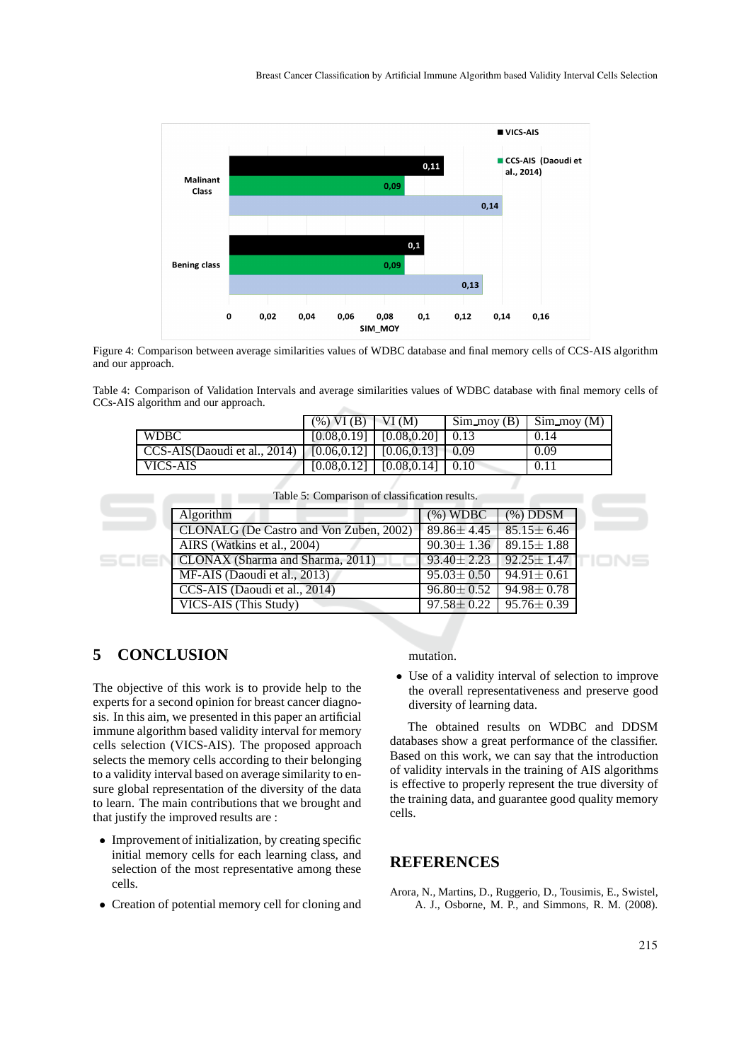VICS-AIS

CCS-AIS (Daoudi et al., 2014)

Malinant Class

0,11

0,09

0,14

Bening class

0,1

0,09

0,13

0 0,02 0,04 0,06 0,08 0,1 0,12 0,14 0,16

SIM_MOY

Figure 4: Comparison between average similarities values of WDBC database and final memory cells of CCS-AIS algorithm and our approach.

Table 4: Comparison of Validation Intervals and average similarities values of WDBC database with final memory cells of CCs-AIS algorithm and our approach.

| | (%) VI (B) | VI (M) | Sim_moy (B) | Sim_moy (M) |
|---|---|---|---|---|
| WDBC | [0.08,0.19] | [0.08,0.20] | 0.13 | 0.14 |
| CCS-AIS(Daoudi et al., 2014) | [0.06,0.12] | [0.06,0.13] | 0.09 | 0.09 |
| VICS-AIS | [0.08,0.12] | [0.08,0.14] | 0.10 | 0.11 |

Table 5: Comparison of classification results.

| Algorithm | (%) WDBC | (%) DDSM |
|---|---|---|
| CLONALG (De Castro and Von Zuben, 2002) | $89.86 \pm 4.45$ | $85.15 \pm 6.46$ |
| AIRS (Watkins et al., 2004) | $90.30 \pm 1.36$ | $89.15 \pm 1.88$ |
| CLONAX (Sharma and Sharma, 2011) | $93.40 \pm 2.23$ | $92.25 \pm 1.47$ |
| MF-AIS (Daoudi et al., 2013) | $95.03 \pm 0.50$ | $94.91 \pm 0.61$ |
| CCS-AIS (Daoudi et al., 2014) | $96.80 \pm 0.52$ | $94.98 \pm 0.78$ |
| VICS-AIS (This Study) | $97.58 \pm 0.22$ | $95.76 \pm 0.39$ |

## 5 CONCLUSION

The objective of this work is to provide help to the experts for a second opinion for breast cancer diagnosis. In this aim, we presented in this paper an artificial immune algorithm based validity interval for memory cells selection (VICS-AIS). The proposed approach selects the memory cells according to their belonging to a validity interval based on average similarity to ensure global representation of the diversity of the data to learn. The main contributions that we brought and that justify the improved results are :

- Improvement of initialization, by creating specific initial memory cells for each learning class, and selection of the most representative among these cells.
- Creation of potential memory cell for cloning and mutation.
- Use of a validity interval of selection to improve the overall representativeness and preserve good diversity of learning data.

The obtained results on WDBC and DDSM databases show a great performance of the classifier. Based on this work, we can say that the introduction of validity intervals in the training of AIS algorithms is effective to properly represent the true diversity of the training data, and guarantee good quality memory cells.

## REFERENCES

Arora, N., Martins, D., Ruggerio, D., Tousimis, E., Swistel, A. J., Osborne, M. P., and Simmons, R. M. (2008).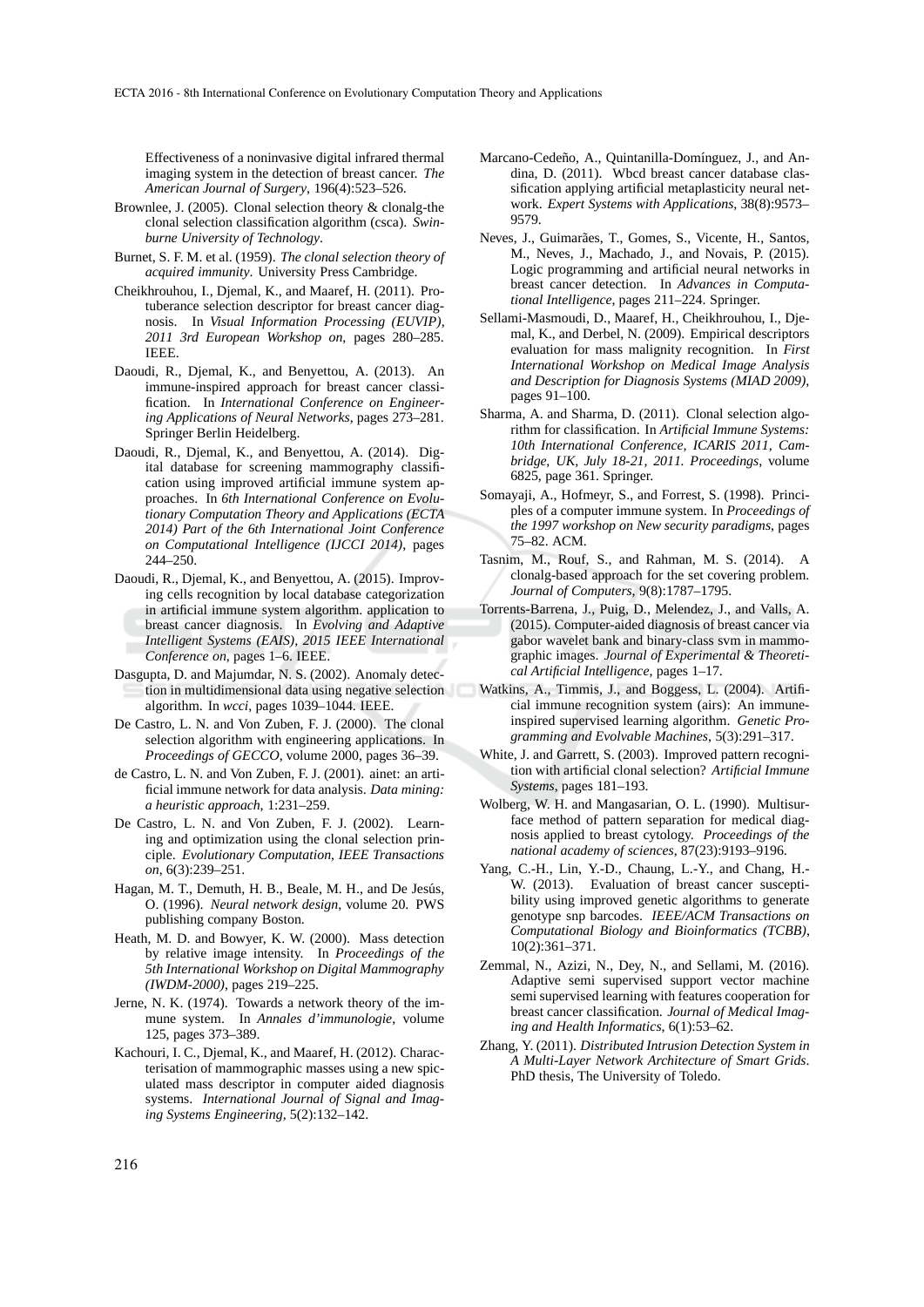Effectiveness of a noninvasive digital infrared thermal imaging system in the detection of breast cancer. *The American Journal of Surgery*, 196(4):523–526.

Brownlee, J. (2005). Clonal selection theory & clonalg-the clonal selection classification algorithm (csca). *Swinburne University of Technology*.

Burnet, S. F. M. et al. (1959). *The clonal selection theory of acquired immunity*. University Press Cambridge.

Cheikhrouhou, I., Djemal, K., and Maaref, H. (2011). Protuberance selection descriptor for breast cancer diagnosis. In *Visual Information Processing (EUVIP), 2011 3rd European Workshop on*, pages 280–285. IEEE.

Daoudi, R., Djemal, K., and Benyettou, A. (2013). An immune-inspired approach for breast cancer classification. In *International Conference on Engineering Applications of Neural Networks*, pages 273–281. Springer Berlin Heidelberg.

Daoudi, R., Djemal, K., and Benyettou, A. (2014). Digital database for screening mammography classification using improved artificial immune system approaches. In *6th International Conference on Evolutionary Computation Theory and Applications (ECTA 2014) Part of the 6th International Joint Conference on Computational Intelligence (IJCCI 2014)*, pages 244–250.

Daoudi, R., Djemal, K., and Benyettou, A. (2015). Improving cells recognition by local database categorization in artificial immune system algorithm. application to breast cancer diagnosis. In *Evolving and Adaptive Intelligent Systems (EAIS), 2015 IEEE International Conference on*, pages 1–6. IEEE.

Dasgupta, D. and Majumdar, N. S. (2002). Anomaly detection in multidimensional data using negative selection algorithm. In *wcci*, pages 1039–1044. IEEE.

De Castro, L. N. and Von Zuben, F. J. (2000). The clonal selection algorithm with engineering applications. In *Proceedings of GECCO*, volume 2000, pages 36–39.

de Castro, L. N. and Von Zuben, F. J. (2001). ainet: an artificial immune network for data analysis. *Data mining: a heuristic approach*, 1:231–259.

De Castro, L. N. and Von Zuben, F. J. (2002). Learning and optimization using the clonal selection principle. *Evolutionary Computation, IEEE Transactions on*, 6(3):239–251.

Hagan, M. T., Demuth, H. B., Beale, M. H., and De Jesús, O. (1996). *Neural network design*, volume 20. PWS publishing company Boston.

Heath, M. D. and Bowyer, K. W. (2000). Mass detection by relative image intensity. In *Proceedings of the 5th International Workshop on Digital Mammography (IWDM-2000)*, pages 219–225.

Jerne, N. K. (1974). Towards a network theory of the immune system. In *Annales d'immunologie*, volume 125, pages 373–389.

Kachouri, I. C., Djemal, K., and Maaref, H. (2012). Charactерisation of mammographic masses using a new spiculated mass descriptor in computer aided diagnosis systems. *International Journal of Signal and Imaging Systems Engineering*, 5(2):132–142.

Marcano-Cedeño, A., Quintanilla-Domínguez, J., and Andina, D. (2011). Wbcd breast cancer database classification applying artificial metaplasticity neural network. *Expert Systems with Applications*, 38(8):9573–9579.

Neves, J., Guimarães, T., Gomes, S., Vicente, H., Santos, M., Neves, J., Machado, J., and Novais, P. (2015). Logic programming and artificial neural networks in breast cancer detection. In *Advances in Computational Intelligence*, pages 211–224. Springer.

Sellami-Masmoudi, D., Maaref, H., Cheikhrouhou, I., Djemal, K., and Derbel, N. (2009). Empirical descriptors evaluation for mass malignity recognition. In *First International Workshop on Medical Image Analysis and Description for Diagnosis Systems (MIAD 2009)*, pages 91–100.

Sharma, A. and Sharma, D. (2011). Clonal selection algorithm for classification. In *Artificial Immune Systems: 10th International Conference, ICARIS 2011, Cambridge, UK, July 18-21, 2011. Proceedings*, volume 6825, page 361. Springer.

Somayaji, A., Hofmeyr, S., and Forrest, S. (1998). Principles of a computer immune system. In *Proceedings of the 1997 workshop on New security paradigms*, pages 75–82. ACM.

Tasnim, M., Rouf, S., and Rahman, M. S. (2014). A clonalg-based approach for the set covering problem. *Journal of Computers*, 9(8):1787–1795.

Torrents-Barrena, J., Puig, D., Melendez, J., and Valls, A. (2015). Computer-aided diagnosis of breast cancer via gabor wavelet bank and binary-class svm in mammographic images. *Journal of Experimental & Theoretical Artificial Intelligence*, pages 1–17.

Watkins, A., Timmis, J., and Boggess, L. (2004). Artificial immune recognition system (airs): An immune-inspired supervised learning algorithm. *Genetic Programming and Evolvable Machines*, 5(3):291–317.

White, J. and Garrett, S. (2003). Improved pattern recognition with artificial clonal selection? *Artificial Immune Systems*, pages 181–193.

Wolberg, W. H. and Mangasarian, O. L. (1990). Multisurface method of pattern separation for medical diagnosis applied to breast cytology. *Proceedings of the national academy of sciences*, 87(23):9193–9196.

Yang, C.-H., Lin, Y.-D., Chaung, L.-Y., and Chang, H.-W. (2013). Evaluation of breast cancer susceptibility using improved genetic algorithms to generate genotype snp barcodes. *IEEE/ACM Transactions on Computational Biology and Bioinformatics (TCBB)*, 10(2):361–371.

Zemmal, N., Azizi, N., Dey, N., and Sellami, M. (2016). Adaptive semi supervised support vector machine semi supervised learning with features cooperation for breast cancer classification. *Journal of Medical Imaging and Health Informatics*, 6(1):53–62.

Zhang, Y. (2011). *Distributed Intrusion Detection System in A Multi-Layer Network Architecture of Smart Grids*. PhD thesis, The University of Toledo.